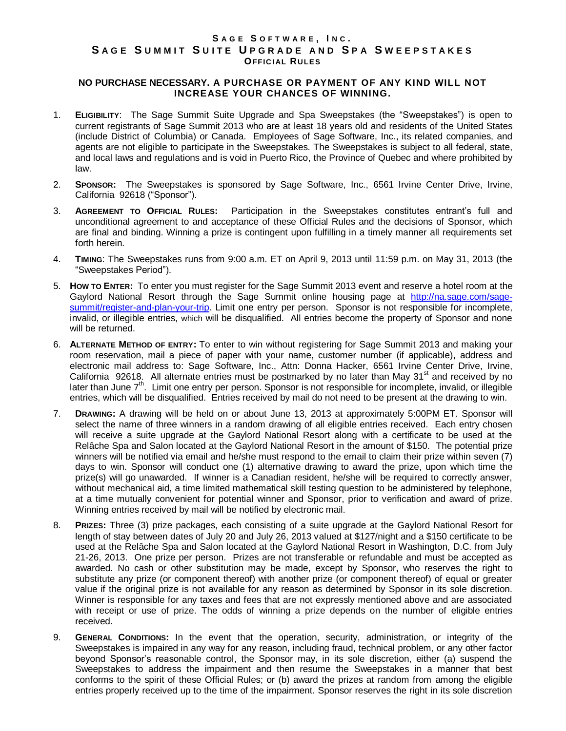# SAGE SOFTWARE, INC.
# SAGE SUMMIT SUITE UPGRADE AND SPA SWEEPSTAKES
## OFFICIAL RULES

**NO PURCHASE NECESSARY. A PURCHASE OR PAYMENT OF ANY KIND WILL NOT INCREASE YOUR CHANCES OF WINNING.**

1. **ELIGIBILITY**: The Sage Summit Suite Upgrade and Spa Sweepstakes (the "Sweepstakes") is open to current registrants of Sage Summit 2013 who are at least 18 years old and residents of the United States (include District of Columbia) or Canada. Employees of Sage Software, Inc., its related companies, and agents are not eligible to participate in the Sweepstakes. The Sweepstakes is subject to all federal, state, and local laws and regulations and is void in Puerto Rico, the Province of Quebec and where prohibited by law.

2. **SPONSOR:** The Sweepstakes is sponsored by Sage Software, Inc., 6561 Irvine Center Drive, Irvine, California 92618 ("Sponsor").

3. **AGREEMENT TO OFFICIAL RULES:** Participation in the Sweepstakes constitutes entrant's full and unconditional agreement to and acceptance of these Official Rules and the decisions of Sponsor, which are final and binding. Winning a prize is contingent upon fulfilling in a timely manner all requirements set forth herein.

4. **TIMING**: The Sweepstakes runs from 9:00 a.m. ET on April 9, 2013 until 11:59 p.m. on May 31, 2013 (the "Sweepstakes Period").

5. **HOW TO ENTER:** To enter you must register for the Sage Summit 2013 event and reserve a hotel room at the Gaylord National Resort through the Sage Summit online housing page at http://na.sage.com/sage-summit/register-and-plan-your-trip. Limit one entry per person. Sponsor is not responsible for incomplete, invalid, or illegible entries, which will be disqualified. All entries become the property of Sponsor and none will be returned.

6. **ALTERNATE METHOD OF ENTRY:** To enter to win without registering for Sage Summit 2013 and making your room reservation, mail a piece of paper with your name, customer number (if applicable), address and electronic mail address to: Sage Software, Inc., Attn: Donna Hacker, 6561 Irvine Center Drive, Irvine, California 92618. All alternate entries must be postmarked by no later than May 31st and received by no later than June 7th. Limit one entry per person. Sponsor is not responsible for incomplete, invalid, or illegible entries, which will be disqualified. Entries received by mail do not need to be present at the drawing to win.

7. **DRAWING:** A drawing will be held on or about June 13, 2013 at approximately 5:00PM ET. Sponsor will select the name of three winners in a random drawing of all eligible entries received. Each entry chosen will receive a suite upgrade at the Gaylord National Resort along with a certificate to be used at the Relâche Spa and Salon located at the Gaylord National Resort in the amount of $150. The potential prize winners will be notified via email and he/she must respond to the email to claim their prize within seven (7) days to win. Sponsor will conduct one (1) alternative drawing to award the prize, upon which time the prize(s) will go unawarded. If winner is a Canadian resident, he/she will be required to correctly answer, without mechanical aid, a time limited mathematical skill testing question to be administered by telephone, at a time mutually convenient for potential winner and Sponsor, prior to verification and award of prize. Winning entries received by mail will be notified by electronic mail.

8. **PRIZES:** Three (3) prize packages, each consisting of a suite upgrade at the Gaylord National Resort for length of stay between dates of July 20 and July 26, 2013 valued at $127/night and a $150 certificate to be used at the Relâche Spa and Salon located at the Gaylord National Resort in Washington, D.C. from July 21-26, 2013. One prize per person. Prizes are not transferable or refundable and must be accepted as awarded. No cash or other substitution may be made, except by Sponsor, who reserves the right to substitute any prize (or component thereof) with another prize (or component thereof) of equal or greater value if the original prize is not available for any reason as determined by Sponsor in its sole discretion. Winner is responsible for any taxes and fees that are not expressly mentioned above and are associated with receipt or use of prize. The odds of winning a prize depends on the number of eligible entries received.

9. **GENERAL CONDITIONS:** In the event that the operation, security, administration, or integrity of the Sweepstakes is impaired in any way for any reason, including fraud, technical problem, or any other factor beyond Sponsor's reasonable control, the Sponsor may, in its sole discretion, either (a) suspend the Sweepstakes to address the impairment and then resume the Sweepstakes in a manner that best conforms to the spirit of these Official Rules; or (b) award the prizes at random from among the eligible entries properly received up to the time of the impairment. Sponsor reserves the right in its sole discretion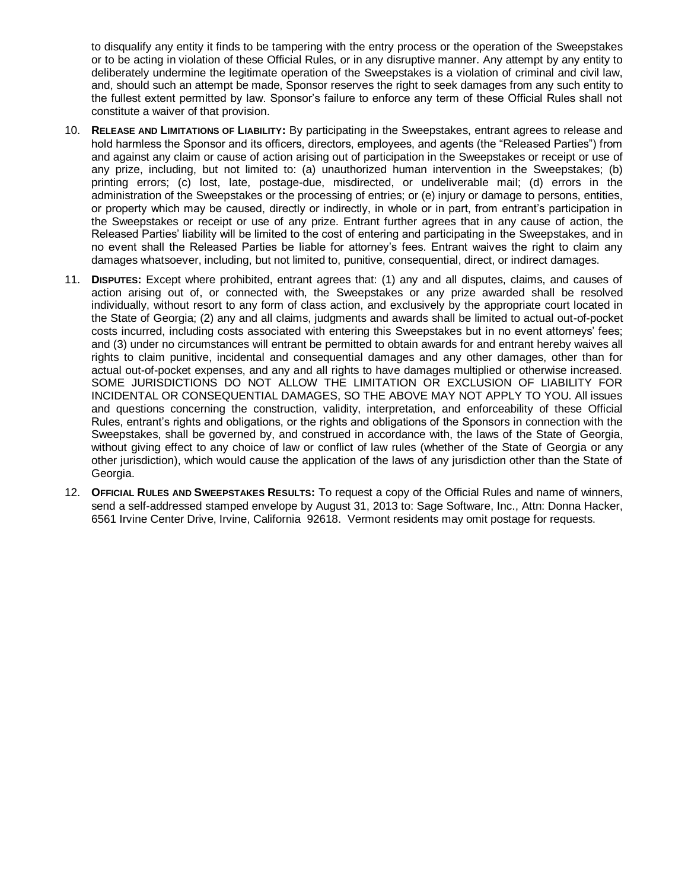to disqualify any entity it finds to be tampering with the entry process or the operation of the Sweepstakes or to be acting in violation of these Official Rules, or in any disruptive manner. Any attempt by any entity to deliberately undermine the legitimate operation of the Sweepstakes is a violation of criminal and civil law, and, should such an attempt be made, Sponsor reserves the right to seek damages from any such entity to the fullest extent permitted by law. Sponsor's failure to enforce any term of these Official Rules shall not constitute a waiver of that provision.

10. **RELEASE AND LIMITATIONS OF LIABILITY:** By participating in the Sweepstakes, entrant agrees to release and hold harmless the Sponsor and its officers, directors, employees, and agents (the "Released Parties") from and against any claim or cause of action arising out of participation in the Sweepstakes or receipt or use of any prize, including, but not limited to: (a) unauthorized human intervention in the Sweepstakes; (b) printing errors; (c) lost, late, postage-due, misdirected, or undeliverable mail; (d) errors in the administration of the Sweepstakes or the processing of entries; or (e) injury or damage to persons, entities, or property which may be caused, directly or indirectly, in whole or in part, from entrant's participation in the Sweepstakes or receipt or use of any prize. Entrant further agrees that in any cause of action, the Released Parties' liability will be limited to the cost of entering and participating in the Sweepstakes, and in no event shall the Released Parties be liable for attorney's fees. Entrant waives the right to claim any damages whatsoever, including, but not limited to, punitive, consequential, direct, or indirect damages.

11. **DISPUTES:** Except where prohibited, entrant agrees that: (1) any and all disputes, claims, and causes of action arising out of, or connected with, the Sweepstakes or any prize awarded shall be resolved individually, without resort to any form of class action, and exclusively by the appropriate court located in the State of Georgia; (2) any and all claims, judgments and awards shall be limited to actual out-of-pocket costs incurred, including costs associated with entering this Sweepstakes but in no event attorneys' fees; and (3) under no circumstances will entrant be permitted to obtain awards for and entrant hereby waives all rights to claim punitive, incidental and consequential damages and any other damages, other than for actual out-of-pocket expenses, and any and all rights to have damages multiplied or otherwise increased. SOME JURISDICTIONS DO NOT ALLOW THE LIMITATION OR EXCLUSION OF LIABILITY FOR INCIDENTAL OR CONSEQUENTIAL DAMAGES, SO THE ABOVE MAY NOT APPLY TO YOU. All issues and questions concerning the construction, validity, interpretation, and enforceability of these Official Rules, entrant's rights and obligations, or the rights and obligations of the Sponsors in connection with the Sweepstakes, shall be governed by, and construed in accordance with, the laws of the State of Georgia, without giving effect to any choice of law or conflict of law rules (whether of the State of Georgia or any other jurisdiction), which would cause the application of the laws of any jurisdiction other than the State of Georgia.

12. **OFFICIAL RULES AND SWEEPSTAKES RESULTS:** To request a copy of the Official Rules and name of winners, send a self-addressed stamped envelope by August 31, 2013 to: Sage Software, Inc., Attn: Donna Hacker, 6561 Irvine Center Drive, Irvine, California 92618. Vermont residents may omit postage for requests.